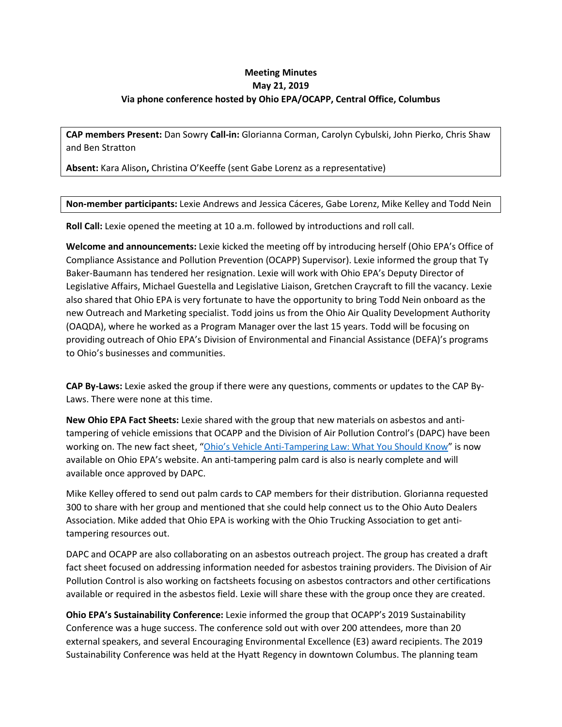**Meeting Minutes**
**May 21, 2019**
**Via phone conference hosted by Ohio EPA/OCAPP, Central Office, Columbus**

**CAP members Present:** Dan Sowry **Call-in:** Glorianna Corman, Carolyn Cybulski, John Pierko, Chris Shaw and Ben Stratton

**Absent:** Kara Alison**,** Christina O'Keeffe (sent Gabe Lorenz as a representative)

**Non-member participants:** Lexie Andrews and Jessica Cáceres, Gabe Lorenz, Mike Kelley and Todd Nein

**Roll Call:** Lexie opened the meeting at 10 a.m. followed by introductions and roll call.

**Welcome and announcements:** Lexie kicked the meeting off by introducing herself (Ohio EPA's Office of Compliance Assistance and Pollution Prevention (OCAPP) Supervisor). Lexie informed the group that Ty Baker-Baumann has tendered her resignation. Lexie will work with Ohio EPA's Deputy Director of Legislative Affairs, Michael Guestella and Legislative Liaison, Gretchen Craycraft to fill the vacancy. Lexie also shared that Ohio EPA is very fortunate to have the opportunity to bring Todd Nein onboard as the new Outreach and Marketing specialist. Todd joins us from the Ohio Air Quality Development Authority (OAQDA), where he worked as a Program Manager over the last 15 years. Todd will be focusing on providing outreach of Ohio EPA's Division of Environmental and Financial Assistance (DEFA)'s programs to Ohio's businesses and communities.

**CAP By-Laws:** Lexie asked the group if there were any questions, comments or updates to the CAP By-Laws. There were none at this time.

**New Ohio EPA Fact Sheets:** Lexie shared with the group that new materials on asbestos and anti-tampering of vehicle emissions that OCAPP and the Division of Air Pollution Control's (DAPC) have been working on. The new fact sheet, "Ohio's Vehicle Anti-Tampering Law: What You Should Know" is now available on Ohio EPA's website. An anti-tampering palm card is also is nearly complete and will available once approved by DAPC.

Mike Kelley offered to send out palm cards to CAP members for their distribution. Glorianna requested 300 to share with her group and mentioned that she could help connect us to the Ohio Auto Dealers Association. Mike added that Ohio EPA is working with the Ohio Trucking Association to get anti-tampering resources out.

DAPC and OCAPP are also collaborating on an asbestos outreach project. The group has created a draft fact sheet focused on addressing information needed for asbestos training providers. The Division of Air Pollution Control is also working on factsheets focusing on asbestos contractors and other certifications available or required in the asbestos field. Lexie will share these with the group once they are created.

**Ohio EPA's Sustainability Conference:** Lexie informed the group that OCAPP's 2019 Sustainability Conference was a huge success. The conference sold out with over 200 attendees, more than 20 external speakers, and several Encouraging Environmental Excellence (E3) award recipients. The 2019 Sustainability Conference was held at the Hyatt Regency in downtown Columbus. The planning team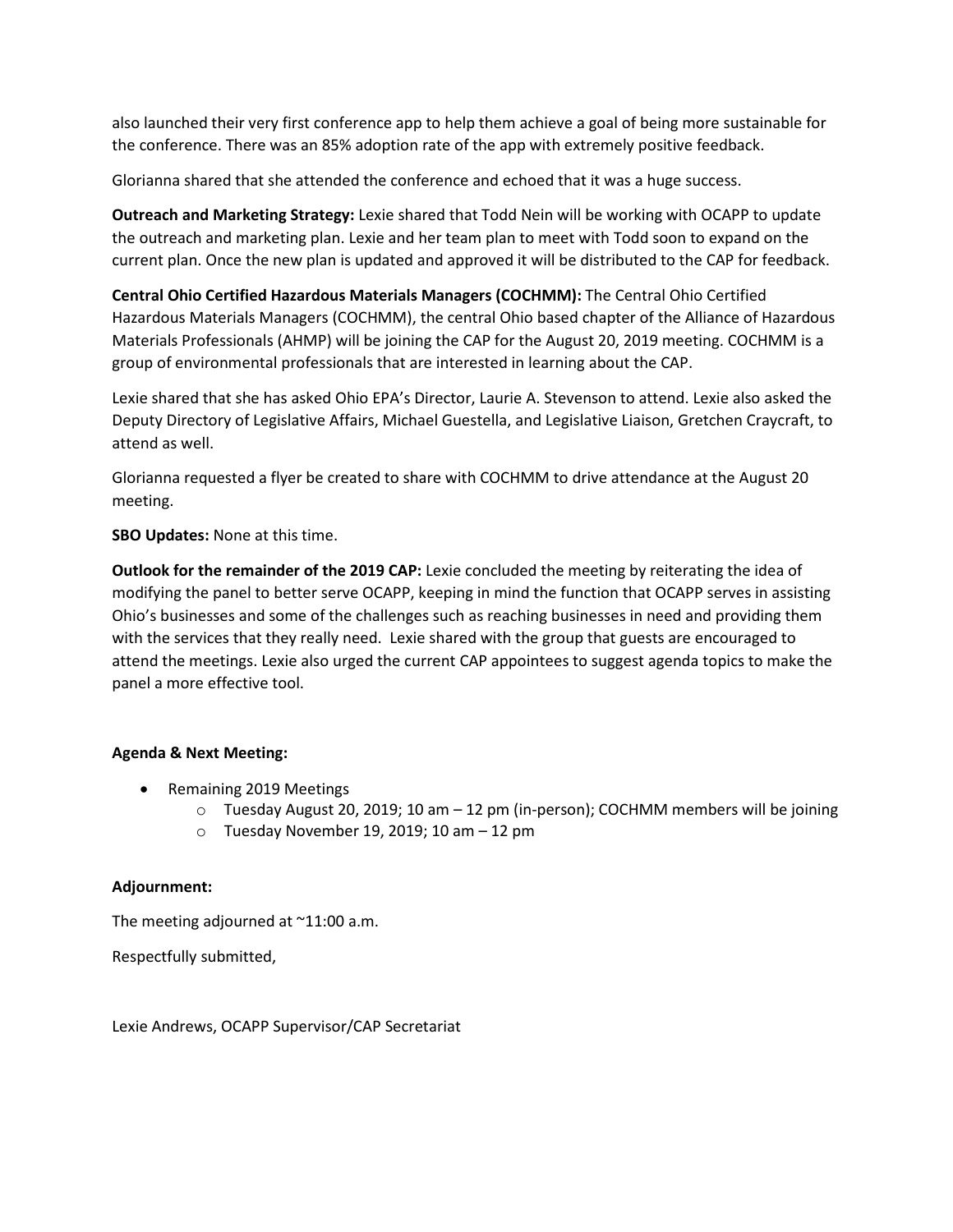also launched their very first conference app to help them achieve a goal of being more sustainable for the conference. There was an 85% adoption rate of the app with extremely positive feedback.

Glorianna shared that she attended the conference and echoed that it was a huge success.

**Outreach and Marketing Strategy:** Lexie shared that Todd Nein will be working with OCAPP to update the outreach and marketing plan. Lexie and her team plan to meet with Todd soon to expand on the current plan. Once the new plan is updated and approved it will be distributed to the CAP for feedback.

**Central Ohio Certified Hazardous Materials Managers (COCHMM):** The Central Ohio Certified Hazardous Materials Managers (COCHMM), the central Ohio based chapter of the Alliance of Hazardous Materials Professionals (AHMP) will be joining the CAP for the August 20, 2019 meeting. COCHMM is a group of environmental professionals that are interested in learning about the CAP.

Lexie shared that she has asked Ohio EPA's Director, Laurie A. Stevenson to attend. Lexie also asked the Deputy Directory of Legislative Affairs, Michael Guestella, and Legislative Liaison, Gretchen Craycraft, to attend as well.

Glorianna requested a flyer be created to share with COCHMM to drive attendance at the August 20 meeting.

**SBO Updates:** None at this time.

**Outlook for the remainder of the 2019 CAP:** Lexie concluded the meeting by reiterating the idea of modifying the panel to better serve OCAPP, keeping in mind the function that OCAPP serves in assisting Ohio's businesses and some of the challenges such as reaching businesses in need and providing them with the services that they really need. Lexie shared with the group that guests are encouraged to attend the meetings. Lexie also urged the current CAP appointees to suggest agenda topics to make the panel a more effective tool.

**Agenda & Next Meeting:**

- Remaining 2019 Meetings
  - Tuesday August 20, 2019; 10 am – 12 pm (in-person); COCHMM members will be joining
  - Tuesday November 19, 2019; 10 am – 12 pm

**Adjournment:**

The meeting adjourned at ~11:00 a.m.

Respectfully submitted,

Lexie Andrews, OCAPP Supervisor/CAP Secretariat